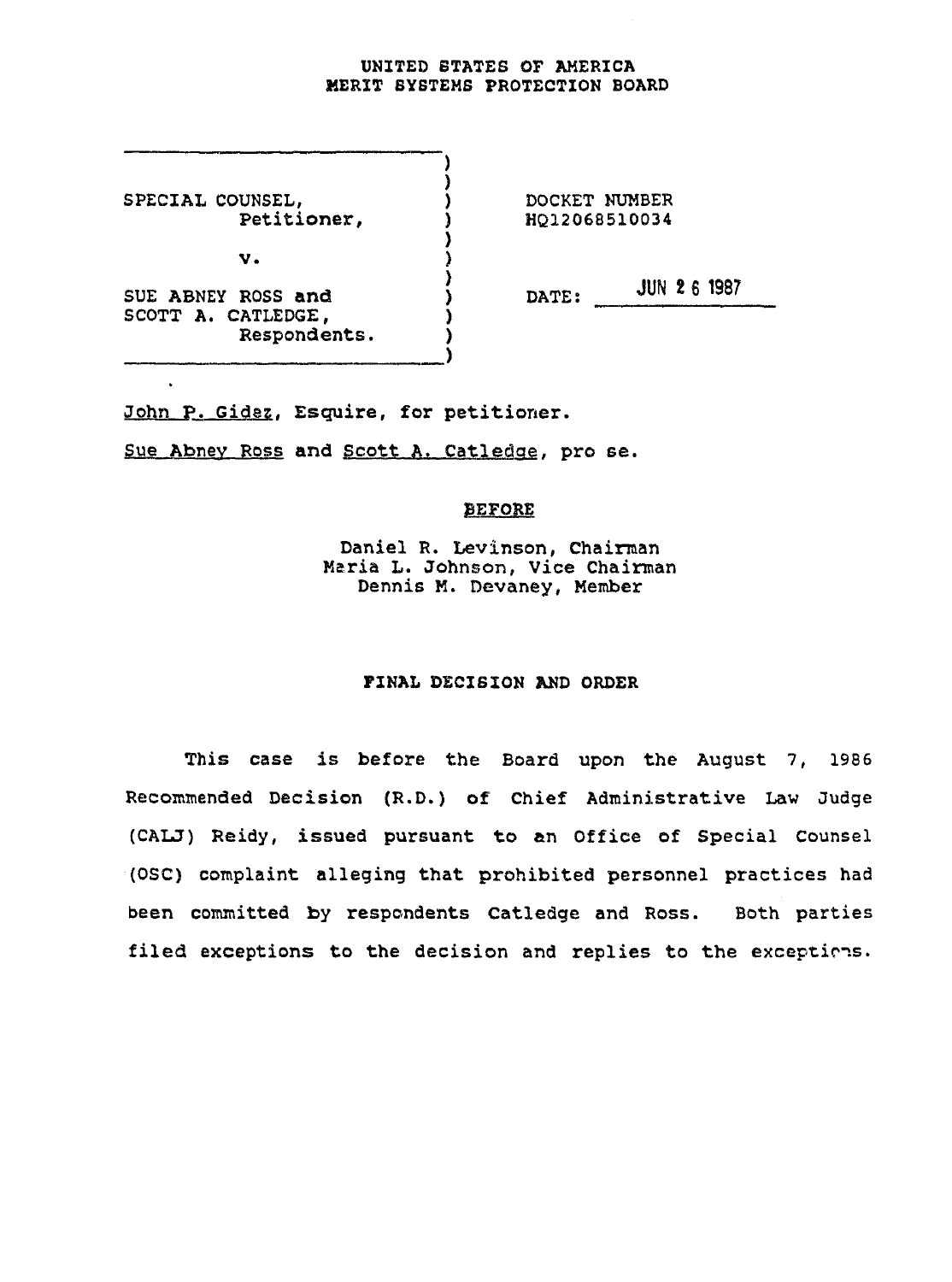UNITED STATES OF AMERICA
MERIT SYSTEMS PROTECTION BOARD

| | | |
|---|---|---|
| SPECIAL COUNSEL, Petitioner, | DOCKET NUMBER | HQ12068510034 |
| v. | | |
| SUE ABNEY ROSS and SCOTT A. CATLEDGE, Respondents. | DATE: | JUN 26 1987 |

John P. Gidez, Esquire, for petitioner.

Sue Abney Ross and Scott A. Catledge, pro se.

BEFORE

Daniel R. Levinson, Chairman
Maria L. Johnson, Vice Chairman
Dennis M. Devaney, Member

FINAL DECISION AND ORDER

This case is before the Board upon the August 7, 1986 Recommended Decision (R.D.) of Chief Administrative Law Judge (CALJ) Reidy, issued pursuant to an Office of Special Counsel (OSC) complaint alleging that prohibited personnel practices had been committed by respondents Catledge and Ross. Both parties filed exceptions to the decision and replies to the exceptions.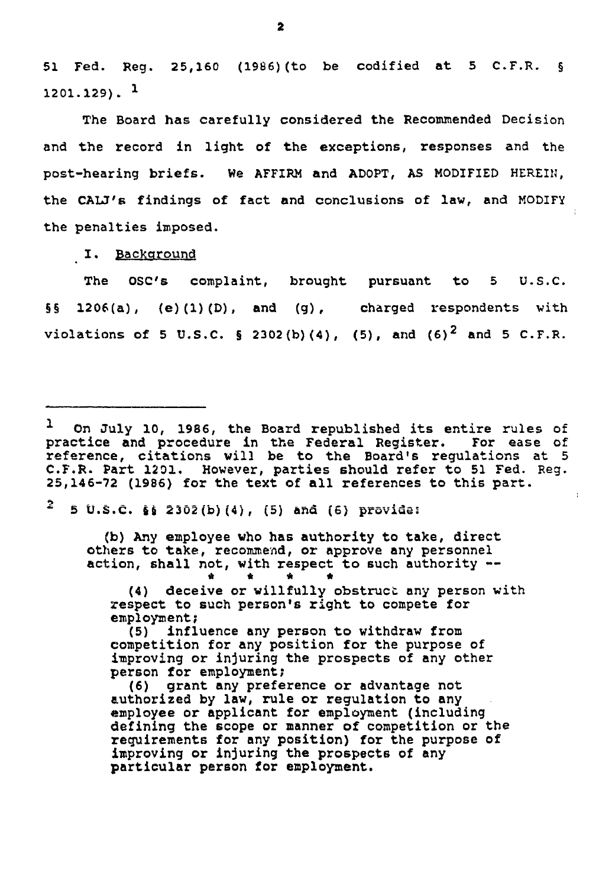51 Fed. Reg. 25,160 (1986)(to be codified at 5 C.F.R. § 1201.129).[1]

The Board has carefully considered the Recommended Decision and the record in light of the exceptions, responses and the post-hearing briefs. We AFFIRM and ADOPT, AS MODIFIED HEREIN, the CALJ's findings of fact and conclusions of law, and MODIFY the penalties imposed.

## I. Background

The OSC's complaint, brought pursuant to 5 U.S.C. §§ 1206(a), (e)(1)(D), and (g), charged respondents with violations of 5 U.S.C. § 2302(b)(4), (5), and (6)[2] and 5 C.F.R.

---

[1] On July 10, 1986, the Board republished its entire rules of practice and procedure in the Federal Register. For ease of reference, citations will be to the Board's regulations at 5 C.F.R. Part 1201. However, parties should refer to 51 Fed. Reg. 25,146-72 (1986) for the text of all references to this part.

[2] 5 U.S.C. §§ 2302(b)(4), (5) and (6) provide:

> (b) Any employee who has authority to take, direct others to take, recommend, or approve any personnel action, shall not, with respect to such authority --
>
> \* \* \* \*
>
> (4) deceive or willfully obstruct any person with respect to such person's right to compete for employment;
>
> (5) influence any person to withdraw from competition for any position for the purpose of improving or injuring the prospects of any other person for employment;
>
> (6) grant any preference or advantage not authorized by law, rule or regulation to any employee or applicant for employment (including defining the scope or manner of competition or the requirements for any position) for the purpose of improving or injuring the prospects of any particular person for employment.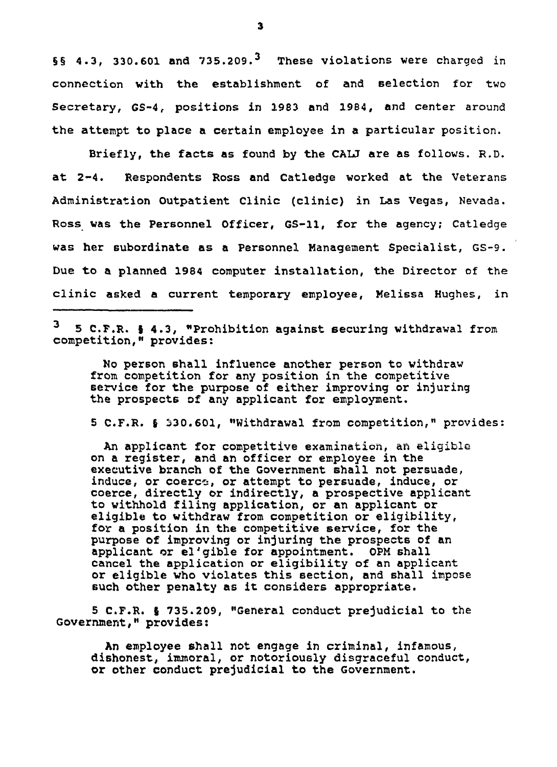§§ 4.3, 330.601 and 735.209.[3] These violations were charged in connection with the establishment of and selection for two Secretary, GS-4, positions in 1983 and 1984, and center around the attempt to place a certain employee in a particular position.

Briefly, the facts as found by the CALJ are as follows. R.D. at 2-4. Respondents Ross and Catledge worked at the Veterans Administration Outpatient Clinic (clinic) in Las Vegas, Nevada. Ross was the Personnel Officer, GS-11, for the agency; Catledge was her subordinate as a Personnel Management Specialist, GS-9. Due to a planned 1984 computer installation, the Director of the clinic asked a current temporary employee, Melissa Hughes, in

---

[3] 5 C.F.R. § 4.3, "Prohibition against securing withdrawal from competition," provides:

> No person shall influence another person to withdraw from competition for any position in the competitive service for the purpose of either improving or injuring the prospects of any applicant for employment.

5 C.F.R. § 330.601, "Withdrawal from competition," provides:

> An applicant for competitive examination, an eligible on a register, and an officer or employee in the executive branch of the Government shall not persuade, induce, or coerce, or attempt to persuade, induce, or coerce, directly or indirectly, a prospective applicant to withhold filing application, or an applicant or eligible to withdraw from competition or eligibility, for a position in the competitive service, for the purpose of improving or injuring the prospects of an applicant or el'gible for appointment. OPM shall cancel the application or eligibility of an applicant or eligible who violates this section, and shall impose such other penalty as it considers appropriate.

5 C.F.R. § 735.209, "General conduct prejudicial to the Government," provides:

> An employee shall not engage in criminal, infamous, dishonest, immoral, or notoriously disgraceful conduct, or other conduct prejudicial to the Government.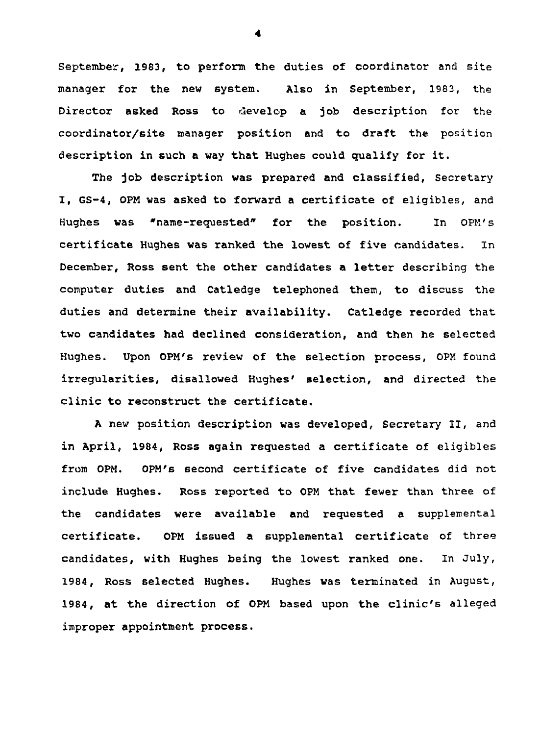September, 1983, to perform the duties of coordinator and site manager for the new system. Also in September, 1983, the Director asked Ross to develop a job description for the coordinator/site manager position and to draft the position description in such a way that Hughes could qualify for it.

The job description was prepared and classified, Secretary I, GS-4, OPM was asked to forward a certificate of eligibles, and Hughes was "name-requested" for the position. In OPM's certificate Hughes was ranked the lowest of five candidates. In December, Ross sent the other candidates a letter describing the computer duties and Catledge telephoned them, to discuss the duties and determine their availability. Catledge recorded that two candidates had declined consideration, and then he selected Hughes. Upon OPM's review of the selection process, OPM found irregularities, disallowed Hughes' selection, and directed the clinic to reconstruct the certificate.

A new position description was developed, Secretary II, and in April, 1984, Ross again requested a certificate of eligibles from OPM. OPM's second certificate of five candidates did not include Hughes. Ross reported to OPM that fewer than three of the candidates were available and requested a supplemental certificate. OPM issued a supplemental certificate of three candidates, with Hughes being the lowest ranked one. In July, 1984, Ross selected Hughes. Hughes was terminated in August, 1984, at the direction of OPM based upon the clinic's alleged improper appointment process.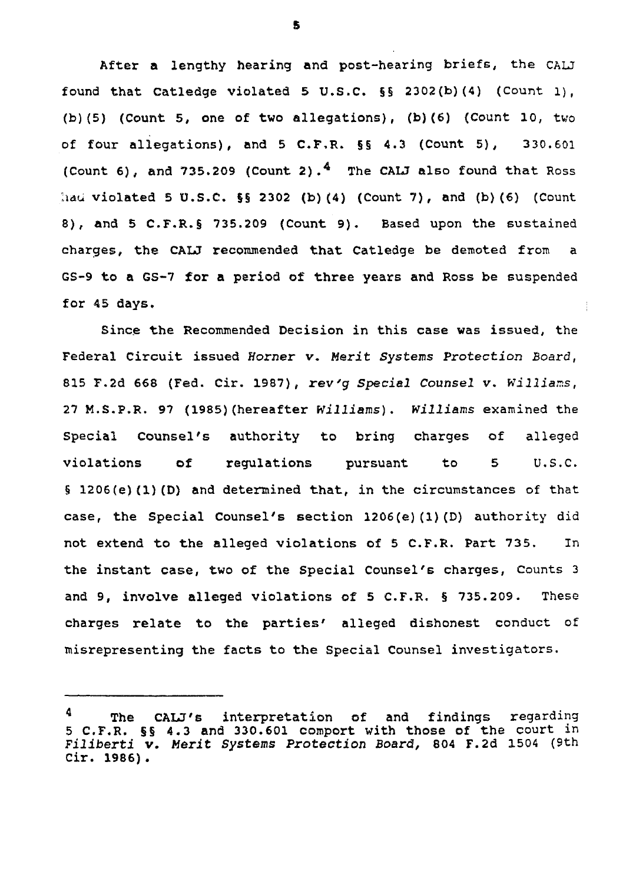After a lengthy hearing and post-hearing briefs, the CALJ found that Catledge violated 5 U.S.C. §§ 2302(b)(4) (Count 1), (b)(5) (Count 5, one of two allegations), (b)(6) (Count 10, two of four allegations), and 5 C.F.R. §§ 4.3 (Count 5), 330.601 (Count 6), and 735.209 (Count 2).[4] The CALJ also found that Ross had violated 5 U.S.C. §§ 2302 (b)(4) (Count 7), and (b)(6) (Count 8), and 5 C.F.R.§ 735.209 (Count 9). Based upon the sustained charges, the CALJ recommended that Catledge be demoted from a GS-9 to a GS-7 for a period of three years and Ross be suspended for 45 days.

Since the Recommended Decision in this case was issued, the Federal Circuit issued *Horner v. Merit Systems Protection Board*, 815 F.2d 668 (Fed. Cir. 1987), *rev'g Special Counsel v. Williams*, 27 M.S.P.R. 97 (1985)(hereafter *Williams*). *Williams* examined the Special Counsel's authority to bring charges of alleged violations of regulations pursuant to 5 U.S.C. § 1206(e)(1)(D) and determined that, in the circumstances of that case, the Special Counsel's section 1206(e)(1)(D) authority did not extend to the alleged violations of 5 C.F.R. Part 735. In the instant case, two of the Special Counsel's charges, Counts 3 and 9, involve alleged violations of 5 C.F.R. § 735.209. These charges relate to the parties' alleged dishonest conduct of misrepresenting the facts to the Special Counsel investigators.

---

[4] The CALJ's interpretation of and findings regarding 5 C.F.R. §§ 4.3 and 330.601 comport with those of the court in *Filiberti v. Merit Systems Protection Board*, 804 F.2d 1504 (9th Cir. 1986).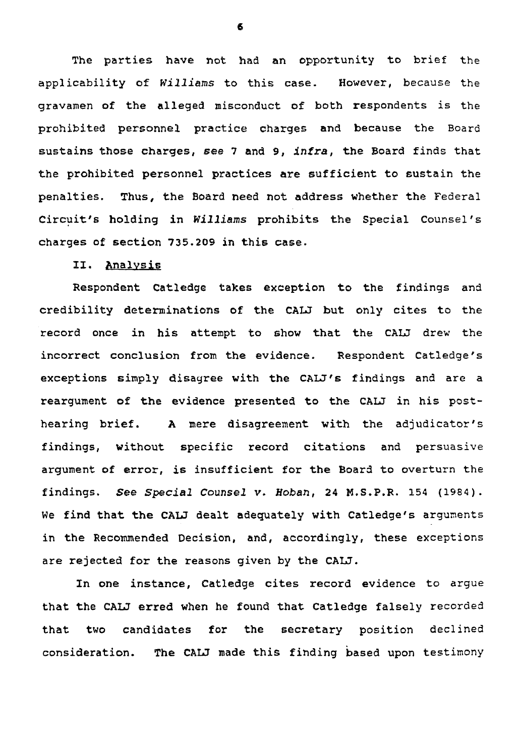The parties have not had an opportunity to brief the applicability of *Williams* to this case. However, because the gravamen of the alleged misconduct of both respondents is the prohibited personnel practice charges and because the Board sustains those charges, *see* 7 and 9, *infra*, the Board finds that the prohibited personnel practices are sufficient to sustain the penalties. Thus, the Board need not address whether the Federal Circuit's holding in *Williams* prohibits the Special Counsel's charges of section 735.209 in this case.

## II. Analysis

Respondent Catledge takes exception to the findings and credibility determinations of the CALJ but only cites to the record once in his attempt to show that the CALJ drew the incorrect conclusion from the evidence. Respondent Catledge's exceptions simply disagree with the CALJ's findings and are a reargument of the evidence presented to the CALJ in his post-hearing brief. A mere disagreement with the adjudicator's findings, without specific record citations and persuasive argument of error, is insufficient for the Board to overturn the findings. *See Special Counsel v. Hoban*, 24 M.S.P.R. 154 (1984). We find that the CALJ dealt adequately with Catledge's arguments in the Recommended Decision, and, accordingly, these exceptions are rejected for the reasons given by the CALJ.

In one instance, Catledge cites record evidence to argue that the CALJ erred when he found that Catledge falsely recorded that two candidates for the secretary position declined consideration. The CALJ made this finding based upon testimony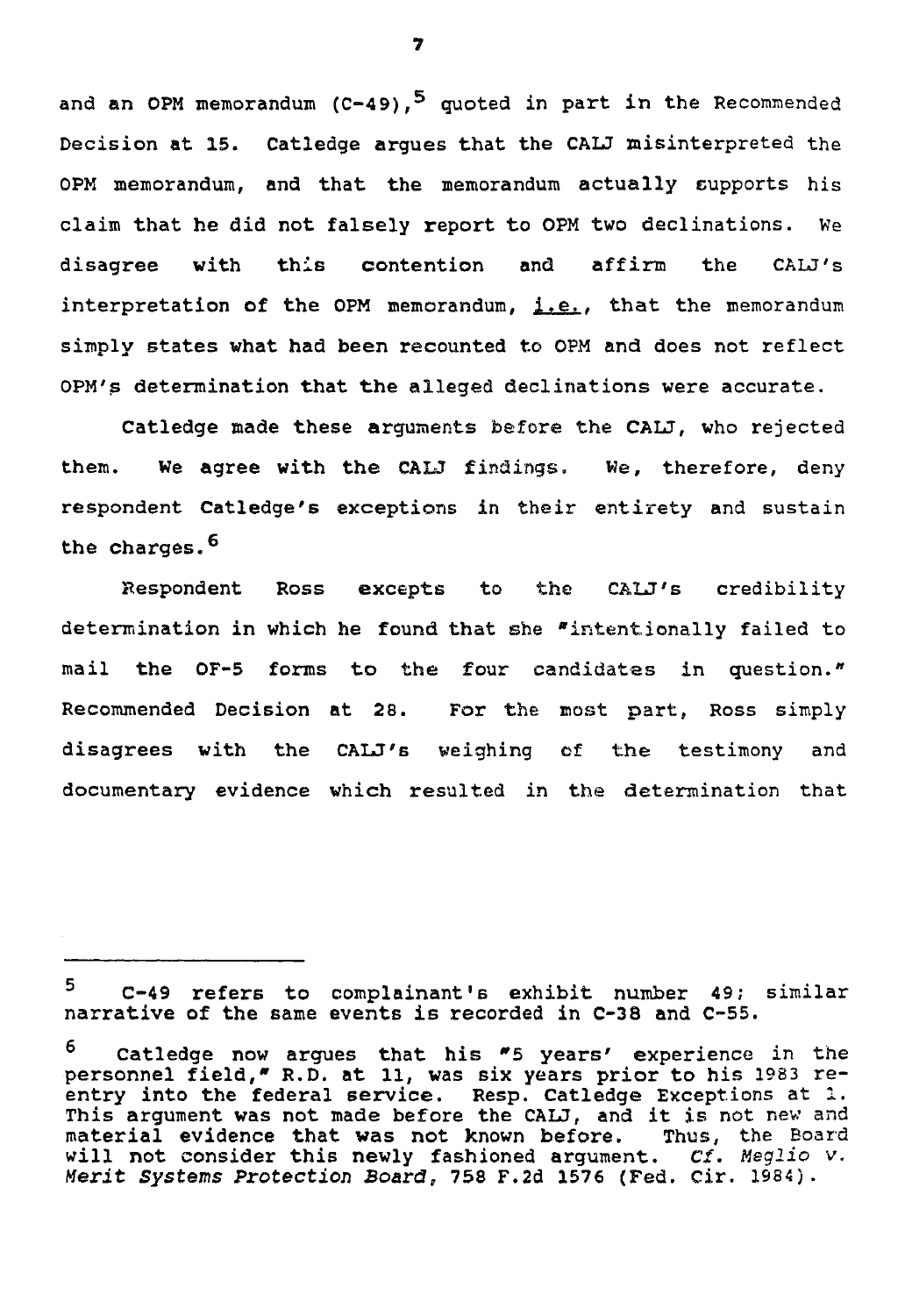and an OPM memorandum (C-49),[5] quoted in part in the Recommended Decision at 15. Catledge argues that the CALJ misinterpreted the OPM memorandum, and that the memorandum actually supports his claim that he did not falsely report to OPM two declinations. We disagree with this contention and affirm the CALJ's interpretation of the OPM memorandum, i.e., that the memorandum simply states what had been recounted to OPM and does not reflect OPM's determination that the alleged declinations were accurate.

Catledge made these arguments before the CALJ, who rejected them. We agree with the CALJ findings. We, therefore, deny respondent Catledge's exceptions in their entirety and sustain the charges.[6]

Respondent Ross excepts to the CALJ's credibility determination in which he found that she "intentionally failed to mail the OF-5 forms to the four candidates in question." Recommended Decision at 28. For the most part, Ross simply disagrees with the CALJ's weighing of the testimony and documentary evidence which resulted in the determination that

---

[5] C-49 refers to complainant's exhibit number 49; similar narrative of the same events is recorded in C-38 and C-55.

[6] Catledge now argues that his "5 years' experience in the personnel field," R.D. at 11, was six years prior to his 1983 re-entry into the federal service. Resp. Catledge Exceptions at 1. This argument was not made before the CALJ, and it is not new and material evidence that was not known before. Thus, the Board will not consider this newly fashioned argument. *Cf. Meglio v. Merit Systems Protection Board*, 758 F.2d 1576 (Fed. Cir. 1984).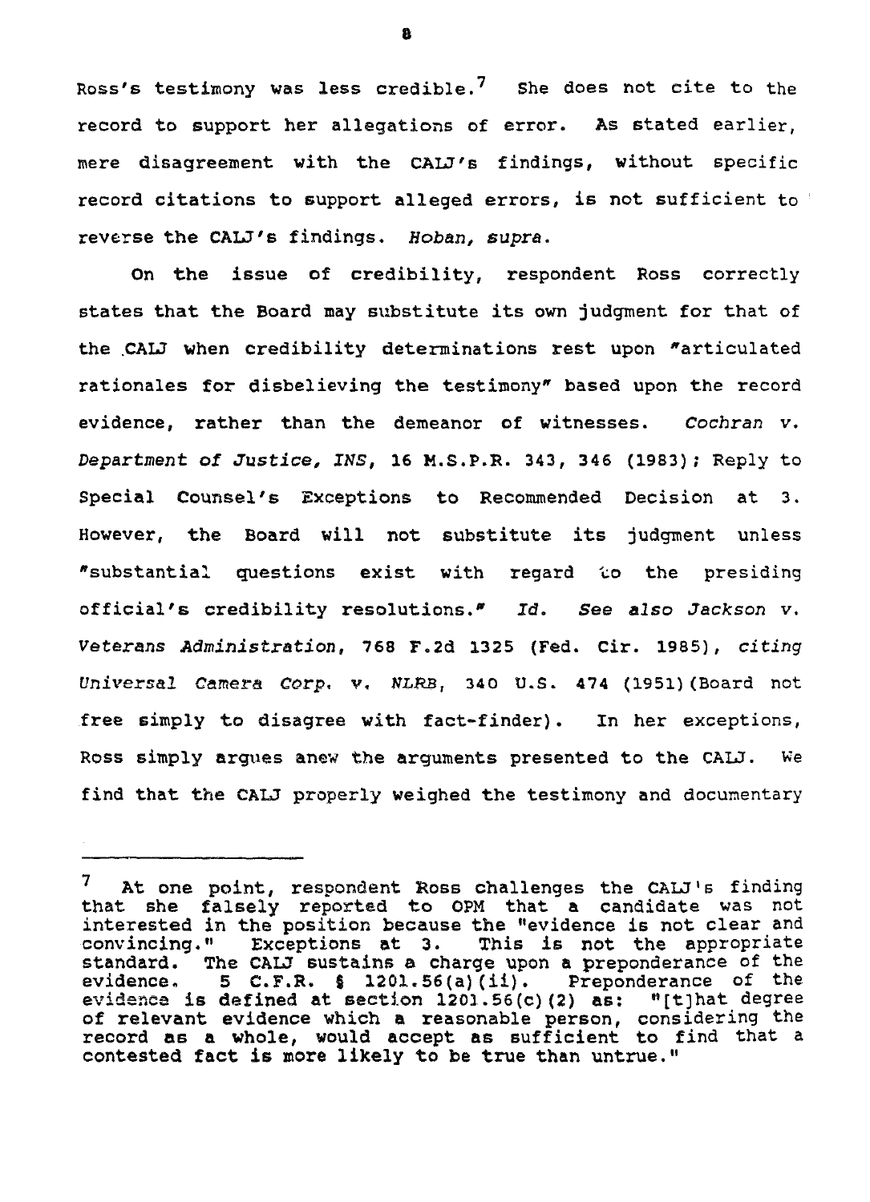Ross's testimony was less credible.[7] She does not cite to the record to support her allegations of error. As stated earlier, mere disagreement with the CALJ's findings, without specific record citations to support alleged errors, is not sufficient to reverse the CALJ's findings. *Hoban, supra.*

On the issue of credibility, respondent Ross correctly states that the Board may substitute its own judgment for that of the CALJ when credibility determinations rest upon "articulated rationales for disbelieving the testimony" based upon the record evidence, rather than the demeanor of witnesses. *Cochran v. Department of Justice, INS*, 16 M.S.P.R. 343, 346 (1983); Reply to Special Counsel's Exceptions to Recommended Decision at 3. However, the Board will not substitute its judgment unless "substantial questions exist with regard to the presiding official's credibility resolutions." *Id. See also Jackson v. Veterans Administration*, 768 F.2d 1325 (Fed. Cir. 1985), *citing Universal Camera Corp. v. NLRB*, 340 U.S. 474 (1951)(Board not free simply to disagree with fact-finder). In her exceptions, Ross simply argues anew the arguments presented to the CALJ. We find that the CALJ properly weighed the testimony and documentary

---

[7] At one point, respondent Ross challenges the CALJ's finding that she falsely reported to OPM that a candidate was not interested in the position because the "evidence is not clear and convincing." Exceptions at 3. This is not the appropriate standard. The CALJ sustains a charge upon a preponderance of the evidence. 5 C.F.R. § 1201.56(a)(ii). Preponderance of the evidence is defined at section 1201.56(c)(2) as: "[t]hat degree of relevant evidence which a reasonable person, considering the record as a whole, would accept as sufficient to find that a contested fact is more likely to be true than untrue."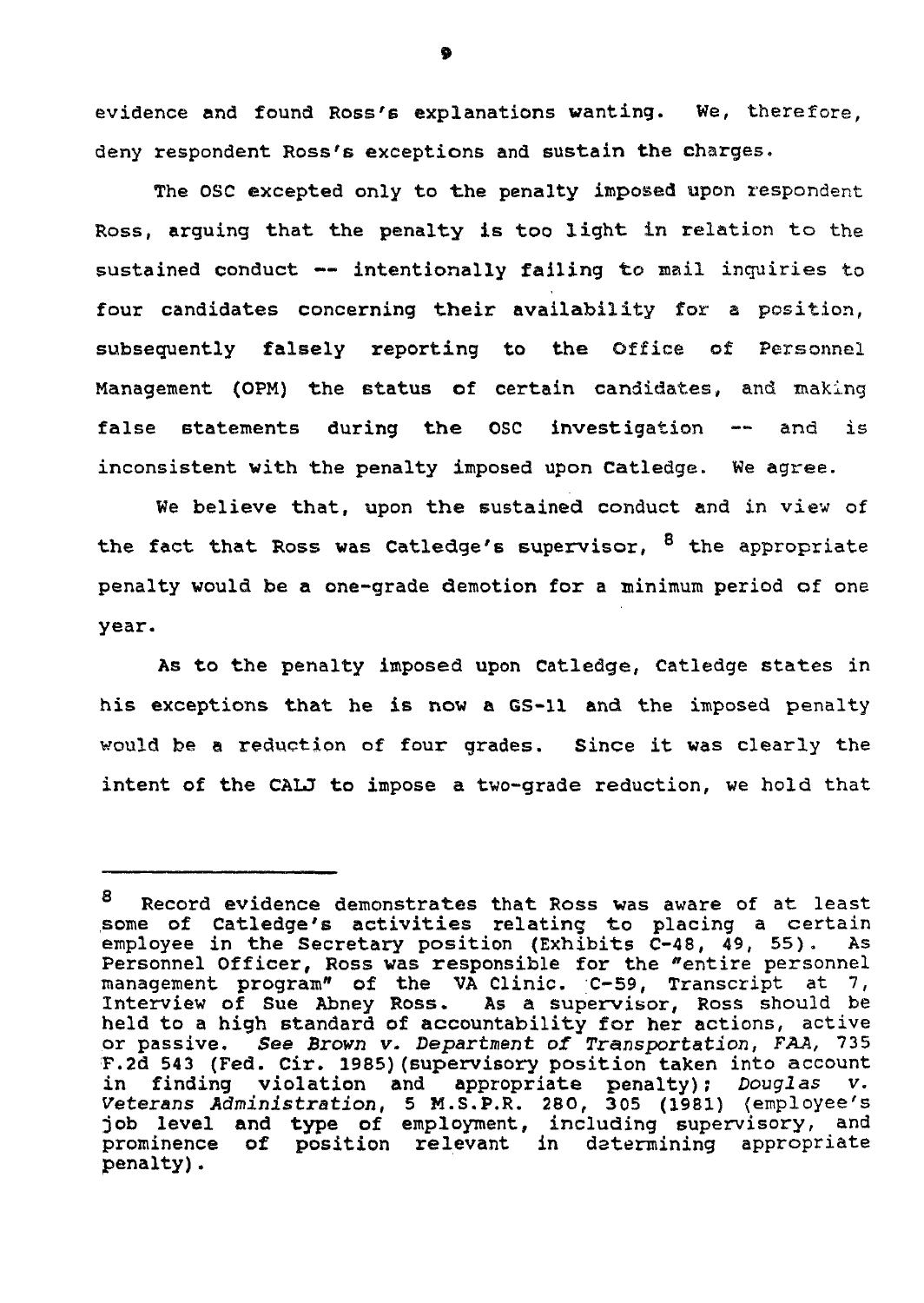evidence and found Ross's explanations wanting. We, therefore, deny respondent Ross's exceptions and sustain the charges.

The OSC excepted only to the penalty imposed upon respondent Ross, arguing that the penalty is too light in relation to the sustained conduct -- intentionally failing to mail inquiries to four candidates concerning their availability for a position, subsequently falsely reporting to the Office of Personnel Management (OPM) the status of certain candidates, and making false statements during the OSC investigation -- and is inconsistent with the penalty imposed upon Catledge. We agree.

We believe that, upon the sustained conduct and in view of the fact that Ross was Catledge's supervisor, [8] the appropriate penalty would be a one-grade demotion for a minimum period of one year.

As to the penalty imposed upon Catledge, Catledge states in his exceptions that he is now a GS-11 and the imposed penalty would be a reduction of four grades. Since it was clearly the intent of the CALJ to impose a two-grade reduction, we hold that

---

[8] Record evidence demonstrates that Ross was aware of at least some of Catledge's activities relating to placing a certain employee in the Secretary position (Exhibits C-48, 49, 55). As Personnel Officer, Ross was responsible for the "entire personnel management program" of the VA Clinic. C-59, Transcript at 7, Interview of Sue Abney Ross. As a supervisor, Ross should be held to a high standard of accountability for her actions, active or passive. *See Brown v. Department of Transportation, FAA*, 735 F.2d 543 (Fed. Cir. 1985)(supervisory position taken into account in finding violation and appropriate penalty); *Douglas v. Veterans Administration*, 5 M.S.P.R. 280, 305 (1981) (employee's job level and type of employment, including supervisory, and prominence of position relevant in determining appropriate penalty).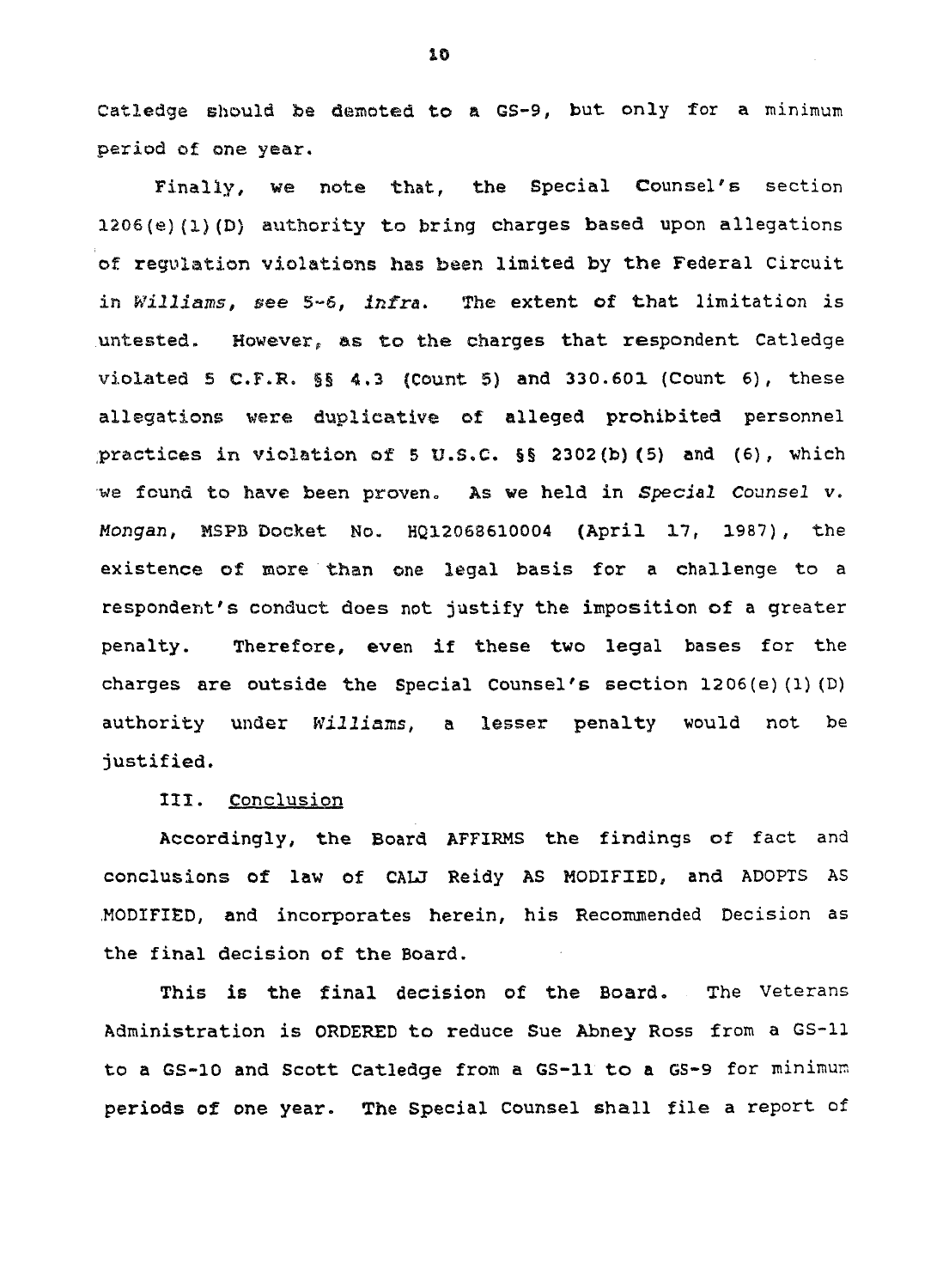Catledge should be demoted to a GS-9, but only for a minimum period of one year.

Finally, we note that, the Special Counsel's section 1206(e)(1)(D) authority to bring charges based upon allegations of regulation violations has been limited by the Federal Circuit in *Williams*, *see* 5-6, *infra*. The extent of that limitation is untested. However, as to the charges that respondent Catledge violated 5 C.F.R. §§ 4.3 (Count 5) and 330.601 (Count 6), these allegations were duplicative of alleged prohibited personnel practices in violation of 5 U.S.C. §§ 2302(b)(5) and (6), which we found to have been proven. As we held in *Special Counsel v. Mongan*, MSPB Docket No. HQ12068610004 (April 17, 1987), the existence of more than one legal basis for a challenge to a respondent's conduct does not justify the imposition of a greater penalty. Therefore, even if these two legal bases for the charges are outside the Special Counsel's section 1206(e)(1)(D) authority under *Williams*, a lesser penalty would not be justified.

III. <u>Conclusion</u>

Accordingly, the Board AFFIRMS the findings of fact and conclusions of law of CALJ Reidy AS MODIFIED, and ADOPTS AS MODIFIED, and incorporates herein, his Recommended Decision as the final decision of the Board.

This is the final decision of the Board. The Veterans Administration is ORDERED to reduce Sue Abney Ross from a GS-11 to a GS-10 and Scott Catledge from a GS-11 to a GS-9 for minimum periods of one year. The Special Counsel shall file a report of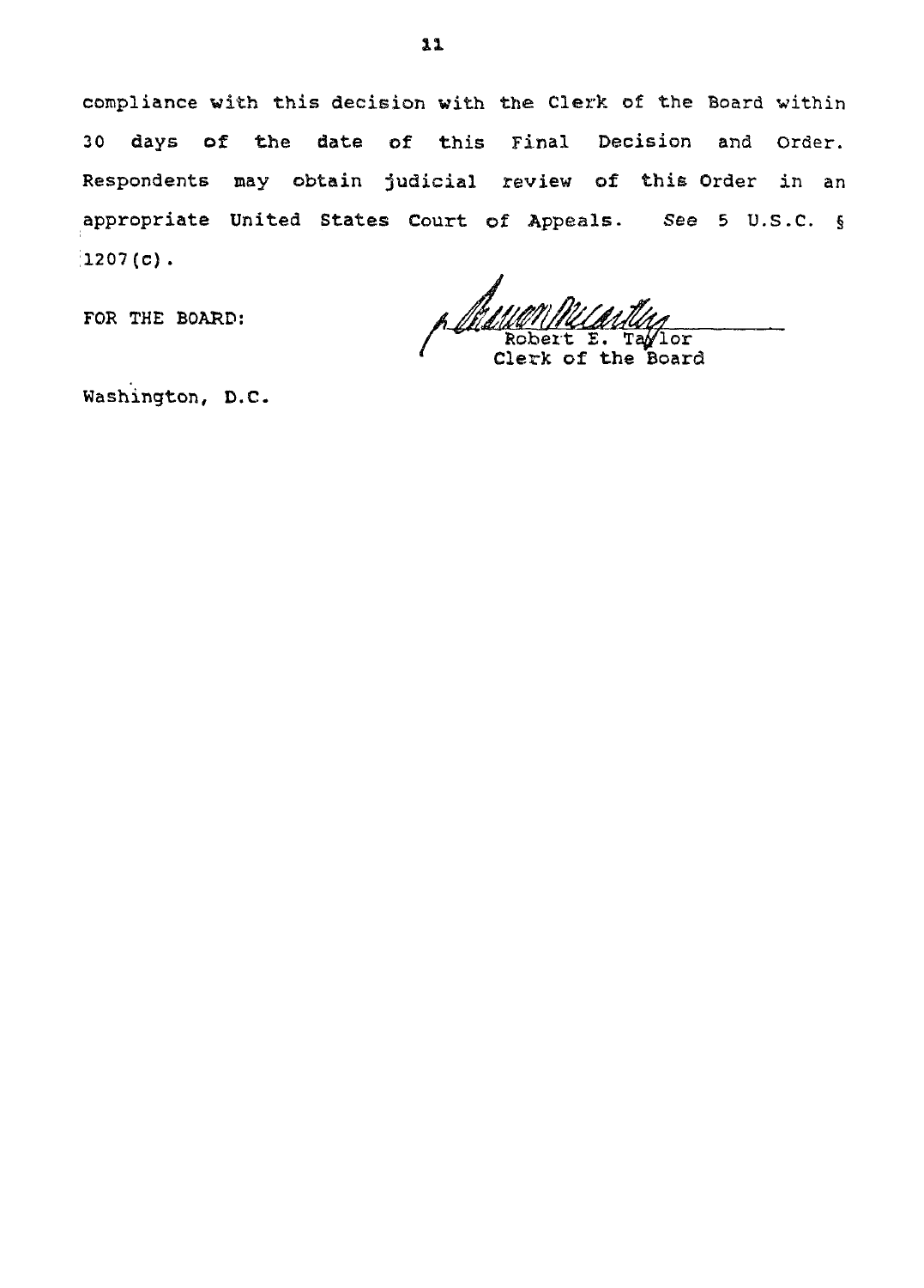compliance with this decision with the Clerk of the Board within 30 days of the date of this Final Decision and Order. Respondents may obtain judicial review of this Order in an appropriate United States Court of Appeals. *See* 5 U.S.C. § 1207(c).

FOR THE BOARD:

Robert E. Taylor
Clerk of the Board

Washington, D.C.